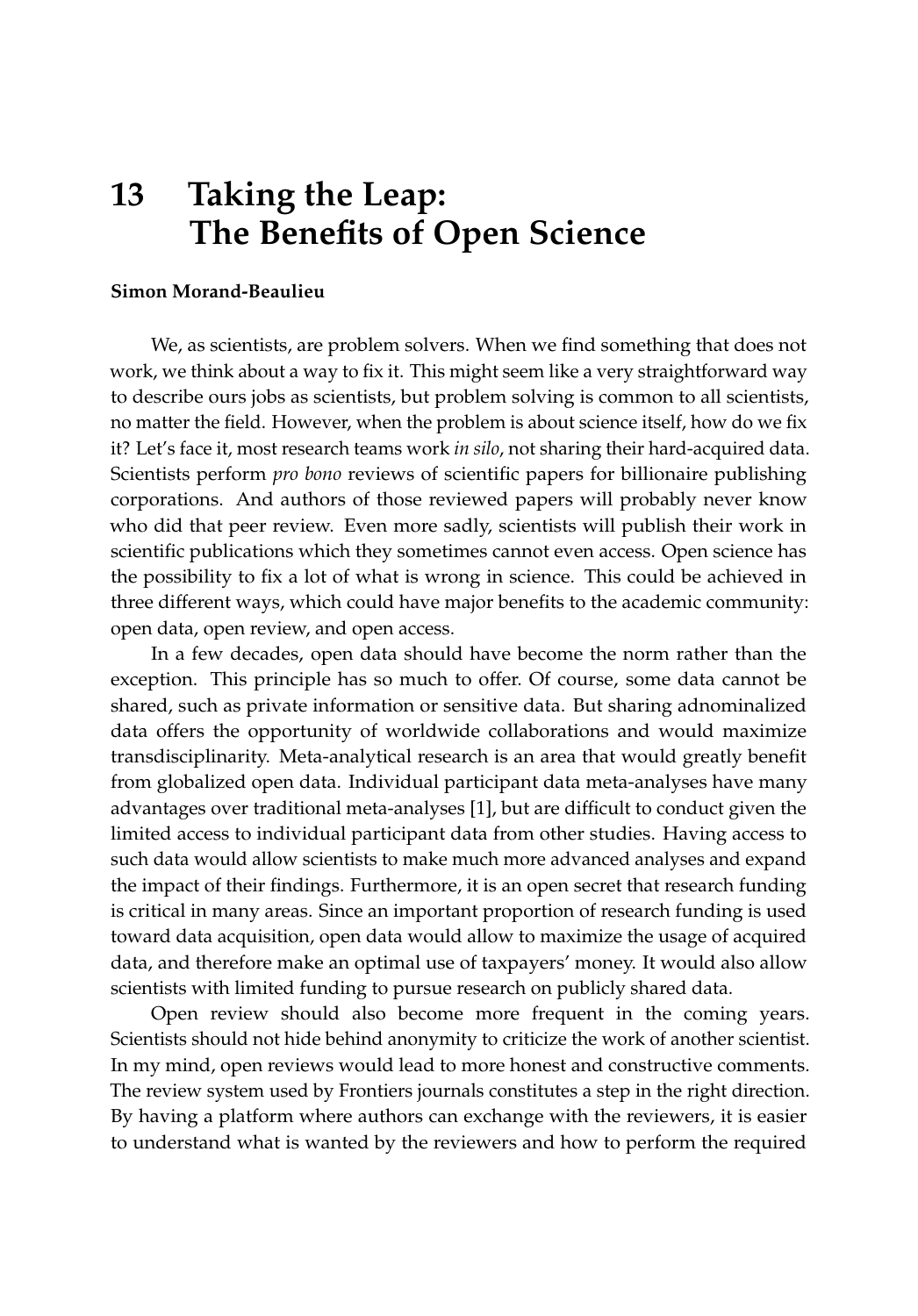# 13 Taking the Leap: The Benefits of Open Science

**Simon Morand-Beaulieu**

We, as scientists, are problem solvers. When we find something that does not work, we think about a way to fix it. This might seem like a very straightforward way to describe ours jobs as scientists, but problem solving is common to all scientists, no matter the field. However, when the problem is about science itself, how do we fix it? Let's face it, most research teams work *in silo*, not sharing their hard-acquired data. Scientists perform *pro bono* reviews of scientific papers for billionaire publishing corporations. And authors of those reviewed papers will probably never know who did that peer review. Even more sadly, scientists will publish their work in scientific publications which they sometimes cannot even access. Open science has the possibility to fix a lot of what is wrong in science. This could be achieved in three different ways, which could have major benefits to the academic community: open data, open review, and open access.

In a few decades, open data should have become the norm rather than the exception. This principle has so much to offer. Of course, some data cannot be shared, such as private information or sensitive data. But sharing adnominalized data offers the opportunity of worldwide collaborations and would maximize transdisciplinarity. Meta-analytical research is an area that would greatly benefit from globalized open data. Individual participant data meta-analyses have many advantages over traditional meta-analyses [1], but are difficult to conduct given the limited access to individual participant data from other studies. Having access to such data would allow scientists to make much more advanced analyses and expand the impact of their findings. Furthermore, it is an open secret that research funding is critical in many areas. Since an important proportion of research funding is used toward data acquisition, open data would allow to maximize the usage of acquired data, and therefore make an optimal use of taxpayers' money. It would also allow scientists with limited funding to pursue research on publicly shared data.

Open review should also become more frequent in the coming years. Scientists should not hide behind anonymity to criticize the work of another scientist. In my mind, open reviews would lead to more honest and constructive comments. The review system used by Frontiers journals constitutes a step in the right direction. By having a platform where authors can exchange with the reviewers, it is easier to understand what is wanted by the reviewers and how to perform the required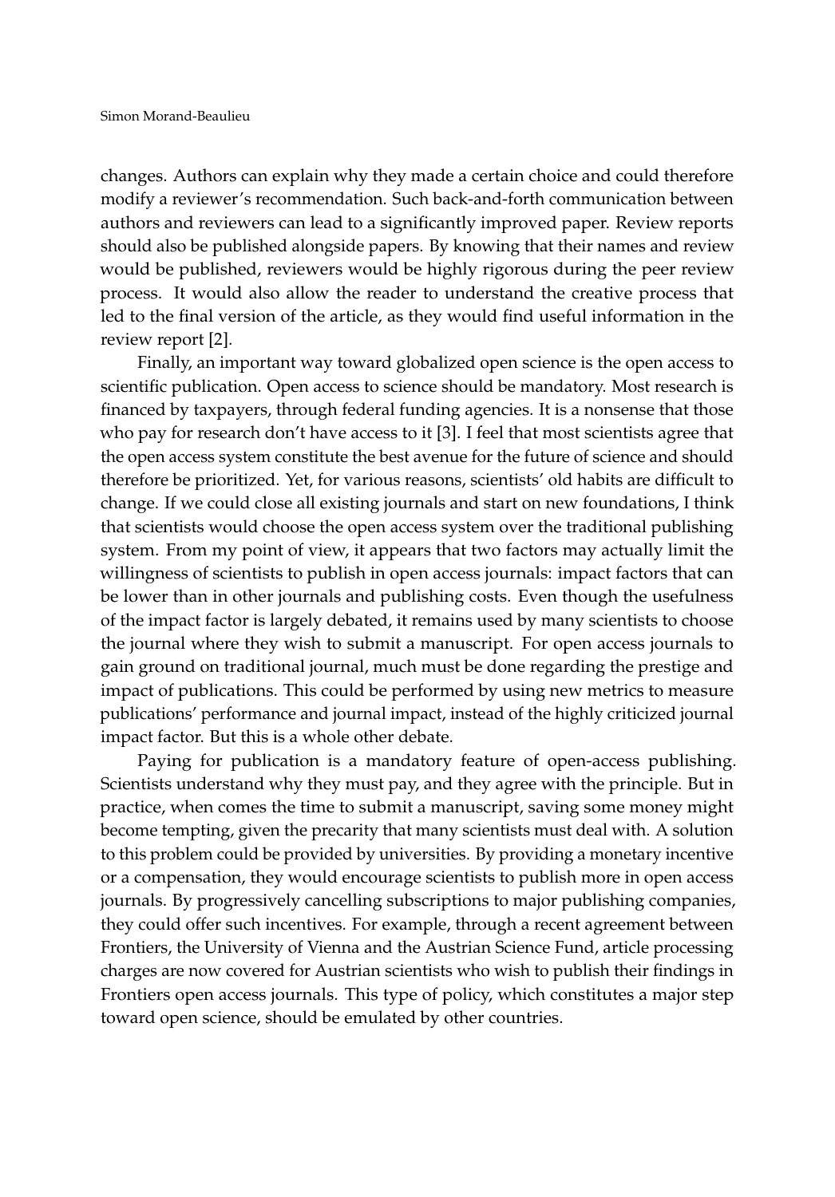changes. Authors can explain why they made a certain choice and could therefore modify a reviewer's recommendation. Such back-and-forth communication between authors and reviewers can lead to a significantly improved paper. Review reports should also be published alongside papers. By knowing that their names and review would be published, reviewers would be highly rigorous during the peer review process. It would also allow the reader to understand the creative process that led to the final version of the article, as they would find useful information in the review report [2].

Finally, an important way toward globalized open science is the open access to scientific publication. Open access to science should be mandatory. Most research is financed by taxpayers, through federal funding agencies. It is a nonsense that those who pay for research don't have access to it [3]. I feel that most scientists agree that the open access system constitute the best avenue for the future of science and should therefore be prioritized. Yet, for various reasons, scientists' old habits are difficult to change. If we could close all existing journals and start on new foundations, I think that scientists would choose the open access system over the traditional publishing system. From my point of view, it appears that two factors may actually limit the willingness of scientists to publish in open access journals: impact factors that can be lower than in other journals and publishing costs. Even though the usefulness of the impact factor is largely debated, it remains used by many scientists to choose the journal where they wish to submit a manuscript. For open access journals to gain ground on traditional journal, much must be done regarding the prestige and impact of publications. This could be performed by using new metrics to measure publications' performance and journal impact, instead of the highly criticized journal impact factor. But this is a whole other debate.

Paying for publication is a mandatory feature of open-access publishing. Scientists understand why they must pay, and they agree with the principle. But in practice, when comes the time to submit a manuscript, saving some money might become tempting, given the precarity that many scientists must deal with. A solution to this problem could be provided by universities. By providing a monetary incentive or a compensation, they would encourage scientists to publish more in open access journals. By progressively cancelling subscriptions to major publishing companies, they could offer such incentives. For example, through a recent agreement between Frontiers, the University of Vienna and the Austrian Science Fund, article processing charges are now covered for Austrian scientists who wish to publish their findings in Frontiers open access journals. This type of policy, which constitutes a major step toward open science, should be emulated by other countries.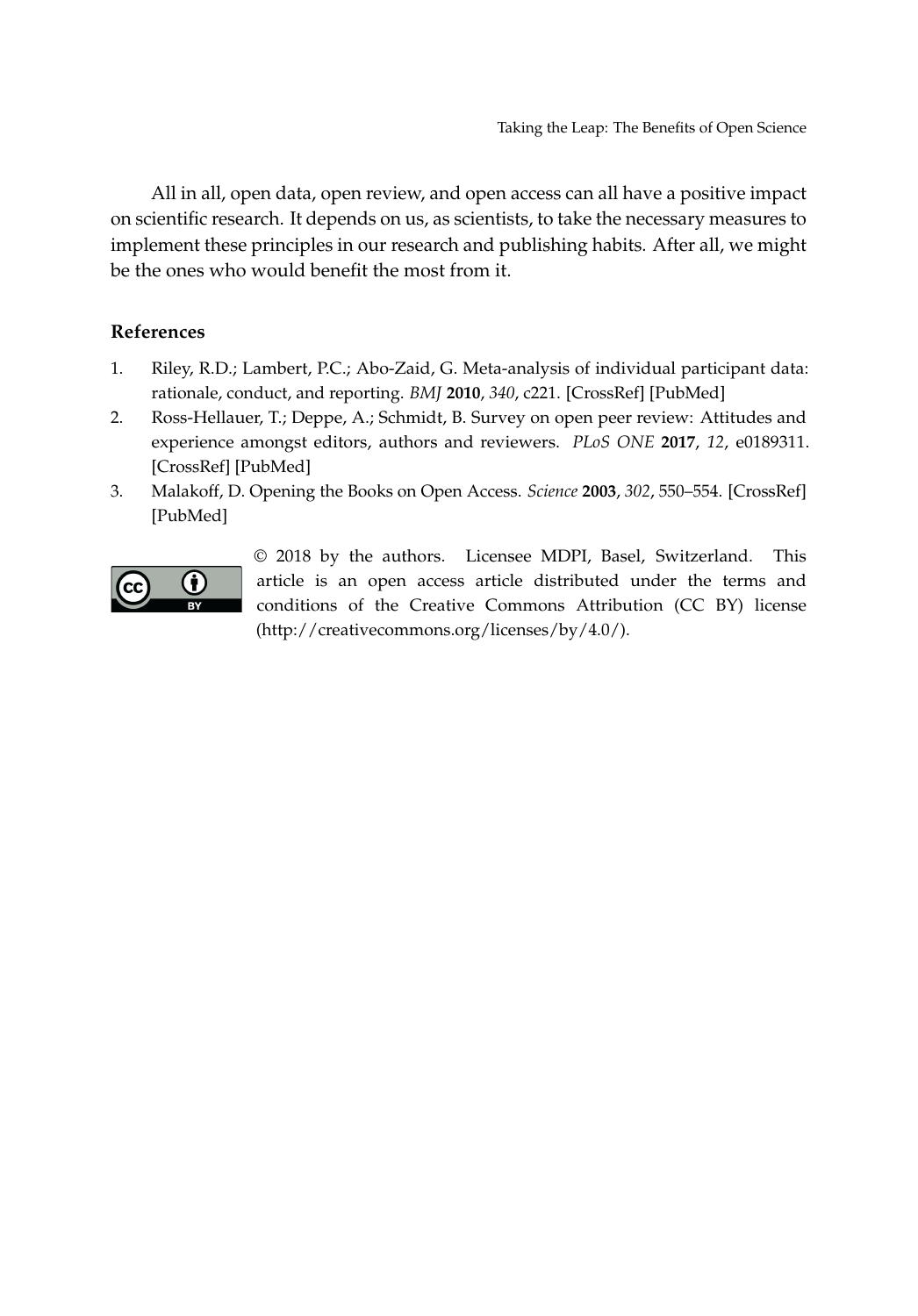All in all, open data, open review, and open access can all have a positive impact on scientific research. It depends on us, as scientists, to take the necessary measures to implement these principles in our research and publishing habits. After all, we might be the ones who would benefit the most from it.

## References

1. Riley, R.D.; Lambert, P.C.; Abo-Zaid, G. Meta-analysis of individual participant data: rationale, conduct, and reporting. *BMJ* **2010**, *340*, c221. [CrossRef] [PubMed]
2. Ross-Hellauer, T.; Deppe, A.; Schmidt, B. Survey on open peer review: Attitudes and experience amongst editors, authors and reviewers. *PLoS ONE* **2017**, *12*, e0189311. [CrossRef] [PubMed]
3. Malakoff, D. Opening the Books on Open Access. *Science* **2003**, *302*, 550–554. [CrossRef] [PubMed]

© 2018 by the authors. Licensee MDPI, Basel, Switzerland. This article is an open access article distributed under the terms and conditions of the Creative Commons Attribution (CC BY) license (http://creativecommons.org/licenses/by/4.0/).